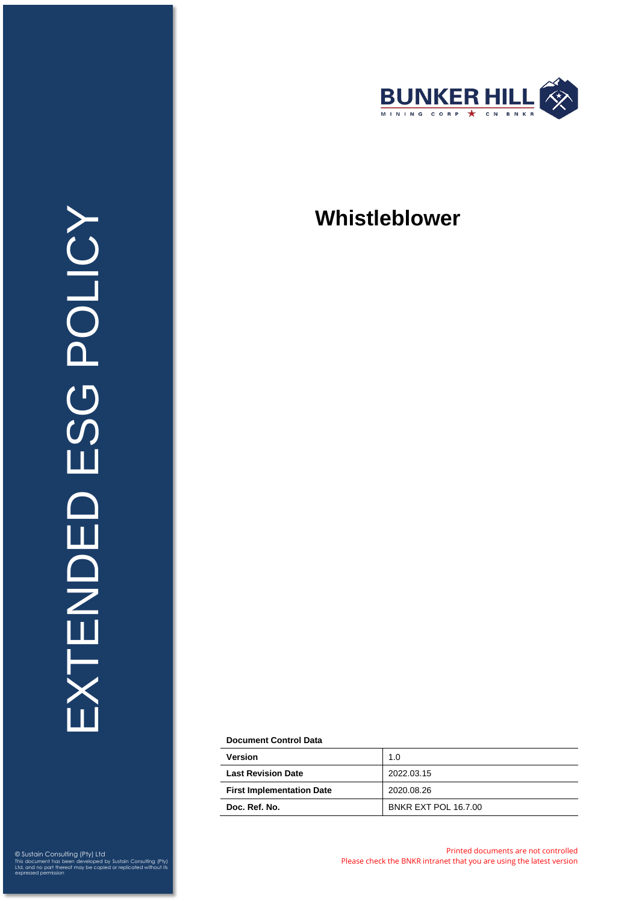BUNKER HILL
MINING CORP ★ CN BNKR

EXTENDED ESG POLICY

# Whistleblower

**Document Control Data**

| **Version** | 1.0 |
|---|---|
| **Last Revision Date** | 2022.03.15 |
| **First Implementation Date** | 2020.08.26 |
| **Doc. Ref. No.** | BNKR EXT POL 16.7.00 |

© Sustain Consulting (Pty) Ltd
This document has been developed by Sustain Consulting (Pty) Ltd, and no part thereof may be copied or replicated without its expressed permission

Printed documents are not controlled
Please check the BNKR intranet that you are using the latest version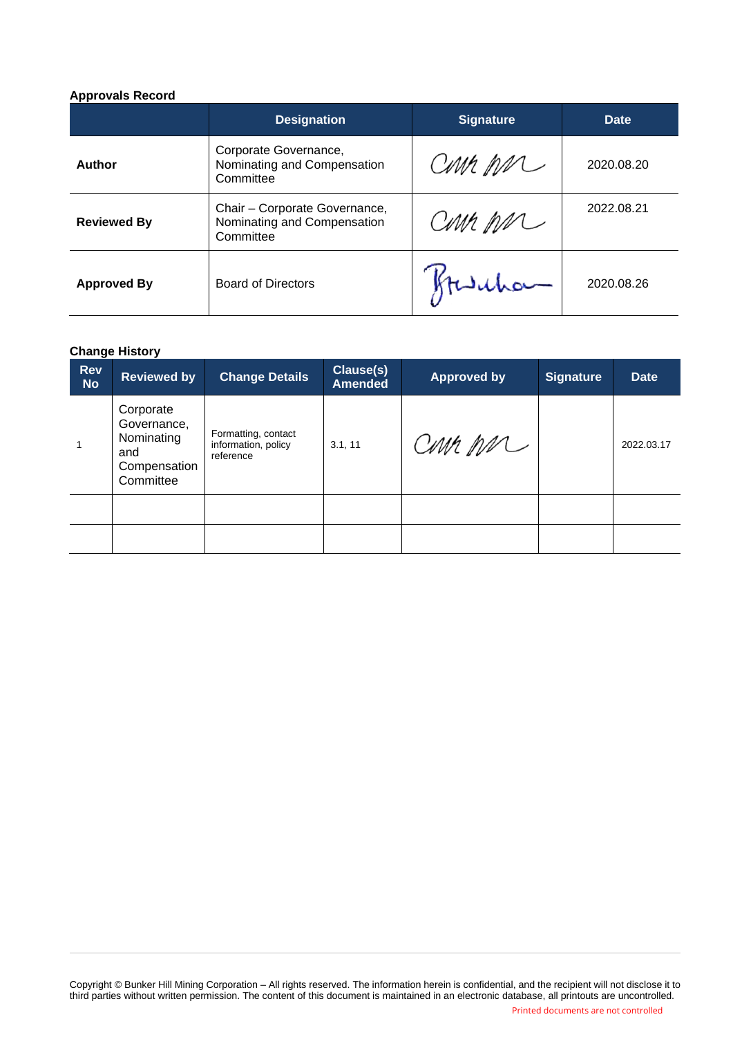**Approvals Record**

| | Designation | Signature | Date |
|---|---|---|---|
| **Author** | Corporate Governance, Nominating and Compensation Committee | | 2020.08.20 |
| **Reviewed By** | Chair – Corporate Governance, Nominating and Compensation Committee | | 2022.08.21 |
| **Approved By** | Board of Directors | | 2020.08.26 |

**Change History**

| Rev No | Reviewed by | Change Details | Clause(s) Amended | Approved by | Signature | Date |
|---|---|---|---|---|---|---|
| 1 | Corporate Governance, Nominating and Compensation Committee | Formatting, contact information, policy reference | 3.1, 11 | | | 2022.03.17 |
| | | | | | | |
| | | | | | | |

Copyright © Bunker Hill Mining Corporation – All rights reserved. The information herein is confidential, and the recipient will not disclose it to third parties without written permission. The content of this document is maintained in an electronic database, all printouts are uncontrolled.

Printed documents are not controlled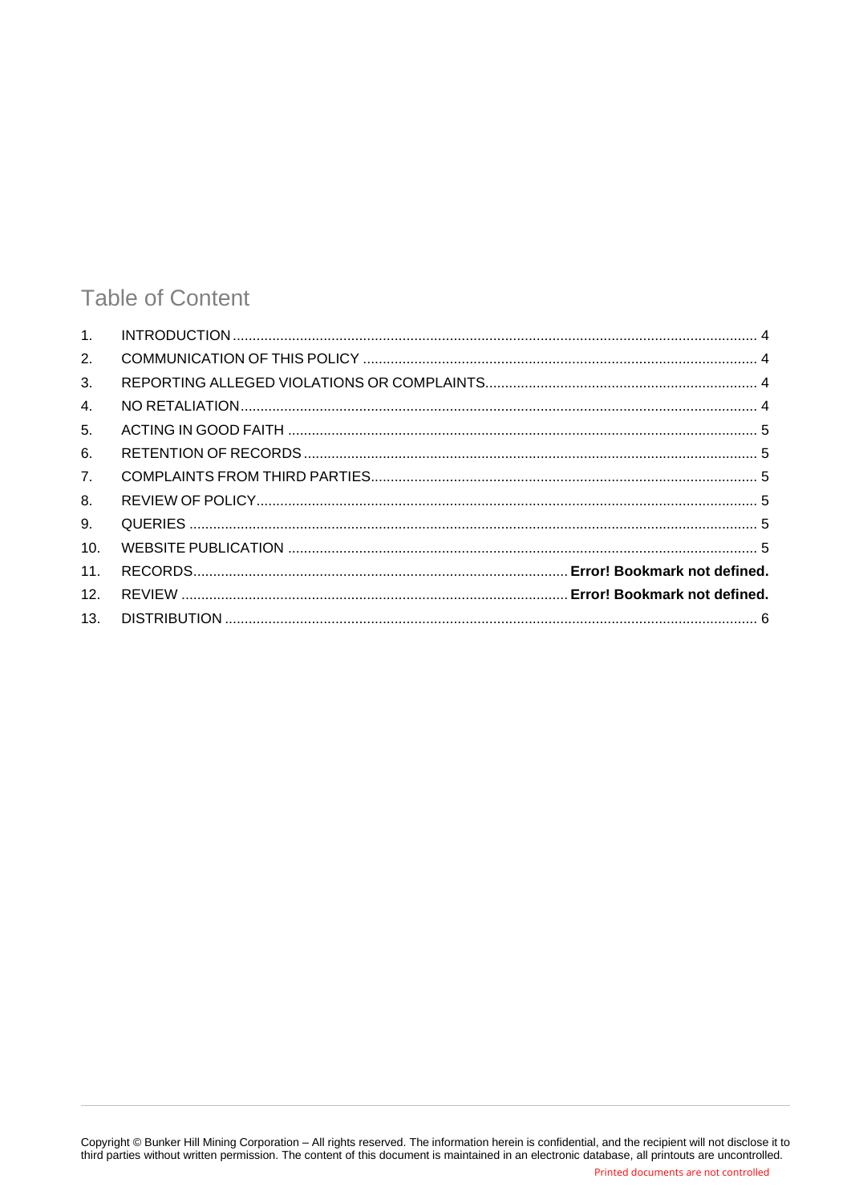## Table of Content

1. INTRODUCTION ........................................................................................................................ 4
2. COMMUNICATION OF THIS POLICY ..................................................................................... 4
3. REPORTING ALLEGED VIOLATIONS OR COMPLAINTS ......................................................... 4
4. NO RETALIATION ..................................................................................................................... 4
5. ACTING IN GOOD FAITH ......................................................................................................... 5
6. RETENTION OF RECORDS ....................................................................................................... 5
7. COMPLAINTS FROM THIRD PARTIES ..................................................................................... 5
8. REVIEW OF POLICY .................................................................................................................. 5
9. QUERIES .................................................................................................................................. 5
10. WEBSITE PUBLICATION ......................................................................................................... 5
11. RECORDS ............................................................................... **Error! Bookmark not defined.**
12. REVIEW ................................................................................. **Error! Bookmark not defined.**
13. DISTRIBUTION ........................................................................................................................ 6

Copyright © Bunker Hill Mining Corporation – All rights reserved. The information herein is confidential, and the recipient will not disclose it to third parties without written permission. The content of this document is maintained in an electronic database, all printouts are uncontrolled.

Printed documents are not controlled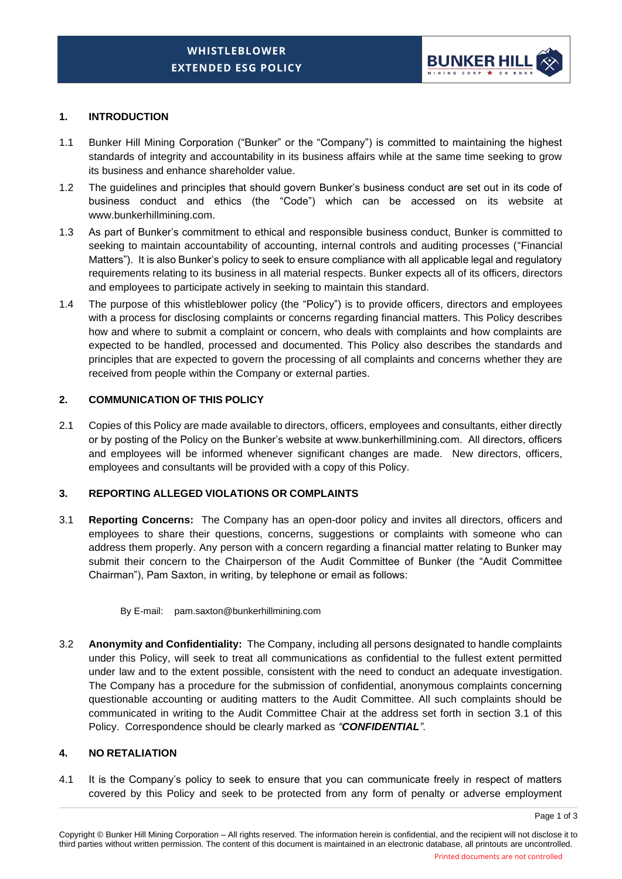## 1. INTRODUCTION

1.1 Bunker Hill Mining Corporation ("Bunker" or the "Company") is committed to maintaining the highest standards of integrity and accountability in its business affairs while at the same time seeking to grow its business and enhance shareholder value.

1.2 The guidelines and principles that should govern Bunker's business conduct are set out in its code of business conduct and ethics (the "Code") which can be accessed on its website at www.bunkerhillmining.com.

1.3 As part of Bunker's commitment to ethical and responsible business conduct, Bunker is committed to seeking to maintain accountability of accounting, internal controls and auditing processes ("Financial Matters"). It is also Bunker's policy to seek to ensure compliance with all applicable legal and regulatory requirements relating to its business in all material respects. Bunker expects all of its officers, directors and employees to participate actively in seeking to maintain this standard.

1.4 The purpose of this whistleblower policy (the "Policy") is to provide officers, directors and employees with a process for disclosing complaints or concerns regarding financial matters. This Policy describes how and where to submit a complaint or concern, who deals with complaints and how complaints are expected to be handled, processed and documented. This Policy also describes the standards and principles that are expected to govern the processing of all complaints and concerns whether they are received from people within the Company or external parties.

## 2. COMMUNICATION OF THIS POLICY

2.1 Copies of this Policy are made available to directors, officers, employees and consultants, either directly or by posting of the Policy on the Bunker's website at www.bunkerhillmining.com. All directors, officers and employees will be informed whenever significant changes are made. New directors, officers, employees and consultants will be provided with a copy of this Policy.

## 3. REPORTING ALLEGED VIOLATIONS OR COMPLAINTS

3.1 **Reporting Concerns:** The Company has an open-door policy and invites all directors, officers and employees to share their questions, concerns, suggestions or complaints with someone who can address them properly. Any person with a concern regarding a financial matter relating to Bunker may submit their concern to the Chairperson of the Audit Committee of Bunker (the "Audit Committee Chairman"), Pam Saxton, in writing, by telephone or email as follows:

By E-mail: pam.saxton@bunkerhillmining.com

3.2 **Anonymity and Confidentiality:** The Company, including all persons designated to handle complaints under this Policy, will seek to treat all communications as confidential to the fullest extent permitted under law and to the extent possible, consistent with the need to conduct an adequate investigation. The Company has a procedure for the submission of confidential, anonymous complaints concerning questionable accounting or auditing matters to the Audit Committee. All such complaints should be communicated in writing to the Audit Committee Chair at the address set forth in section 3.1 of this Policy. Correspondence should be clearly marked as ***"CONFIDENTIAL"***.

## 4. NO RETALIATION

4.1 It is the Company's policy to seek to ensure that you can communicate freely in respect of matters covered by this Policy and seek to be protected from any form of penalty or adverse employment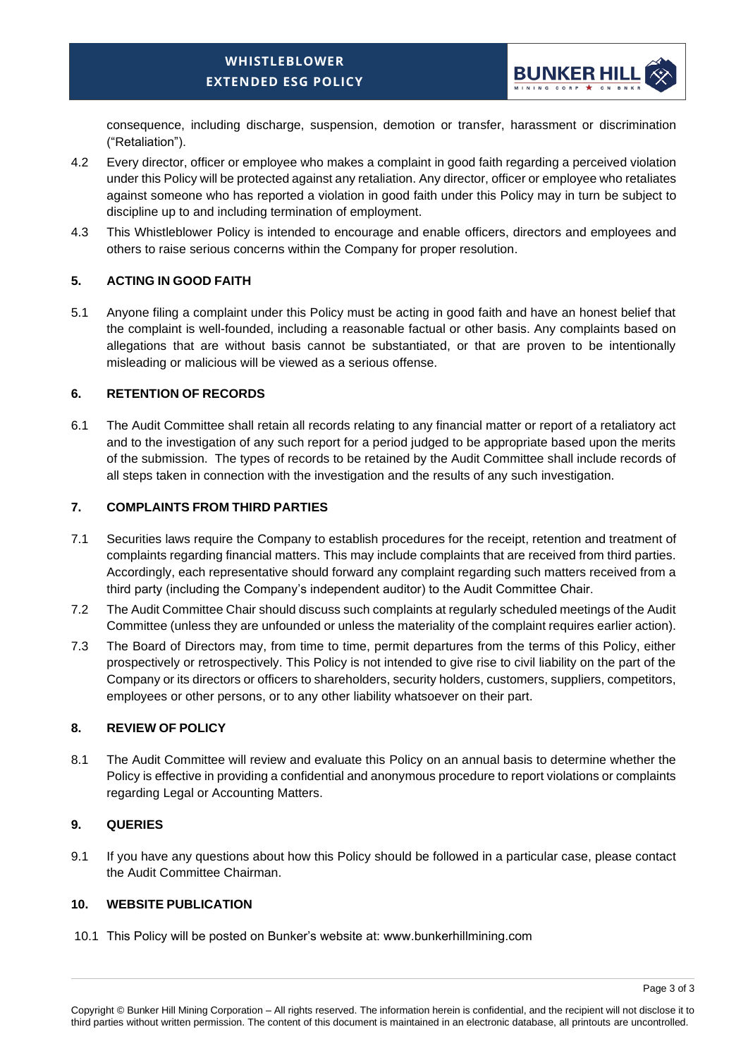consequence, including discharge, suspension, demotion or transfer, harassment or discrimination ("Retaliation").

4.2 Every director, officer or employee who makes a complaint in good faith regarding a perceived violation under this Policy will be protected against any retaliation. Any director, officer or employee who retaliates against someone who has reported a violation in good faith under this Policy may in turn be subject to discipline up to and including termination of employment.

4.3 This Whistleblower Policy is intended to encourage and enable officers, directors and employees and others to raise serious concerns within the Company for proper resolution.

## 5. ACTING IN GOOD FAITH

5.1 Anyone filing a complaint under this Policy must be acting in good faith and have an honest belief that the complaint is well-founded, including a reasonable factual or other basis. Any complaints based on allegations that are without basis cannot be substantiated, or that are proven to be intentionally misleading or malicious will be viewed as a serious offense.

## 6. RETENTION OF RECORDS

6.1 The Audit Committee shall retain all records relating to any financial matter or report of a retaliatory act and to the investigation of any such report for a period judged to be appropriate based upon the merits of the submission. The types of records to be retained by the Audit Committee shall include records of all steps taken in connection with the investigation and the results of any such investigation.

## 7. COMPLAINTS FROM THIRD PARTIES

7.1 Securities laws require the Company to establish procedures for the receipt, retention and treatment of complaints regarding financial matters. This may include complaints that are received from third parties. Accordingly, each representative should forward any complaint regarding such matters received from a third party (including the Company's independent auditor) to the Audit Committee Chair.

7.2 The Audit Committee Chair should discuss such complaints at regularly scheduled meetings of the Audit Committee (unless they are unfounded or unless the materiality of the complaint requires earlier action).

7.3 The Board of Directors may, from time to time, permit departures from the terms of this Policy, either prospectively or retrospectively. This Policy is not intended to give rise to civil liability on the part of the Company or its directors or officers to shareholders, security holders, customers, suppliers, competitors, employees or other persons, or to any other liability whatsoever on their part.

## 8. REVIEW OF POLICY

8.1 The Audit Committee will review and evaluate this Policy on an annual basis to determine whether the Policy is effective in providing a confidential and anonymous procedure to report violations or complaints regarding Legal or Accounting Matters.

## 9. QUERIES

9.1 If you have any questions about how this Policy should be followed in a particular case, please contact the Audit Committee Chairman.

## 10. WEBSITE PUBLICATION

10.1 This Policy will be posted on Bunker's website at: www.bunkerhillmining.com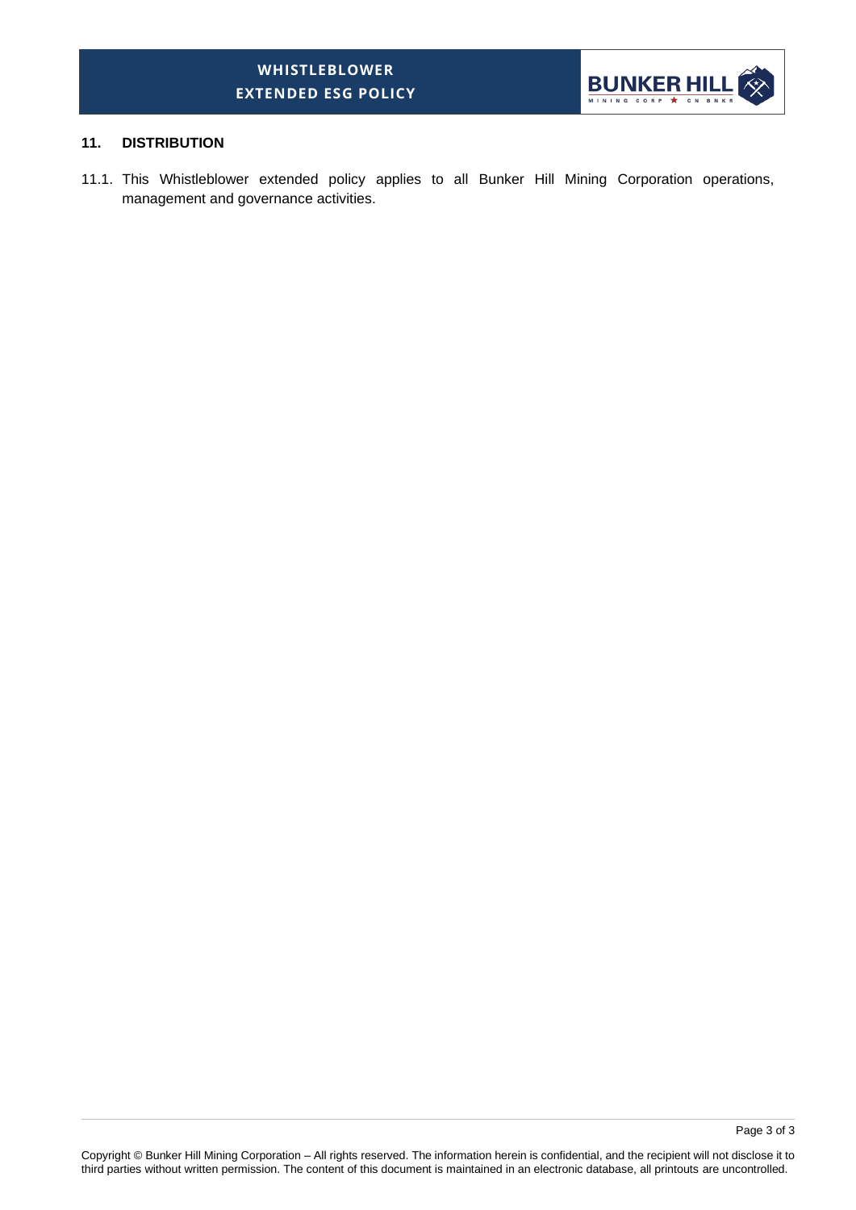## 11. DISTRIBUTION

11.1. This Whistleblower extended policy applies to all Bunker Hill Mining Corporation operations, management and governance activities.